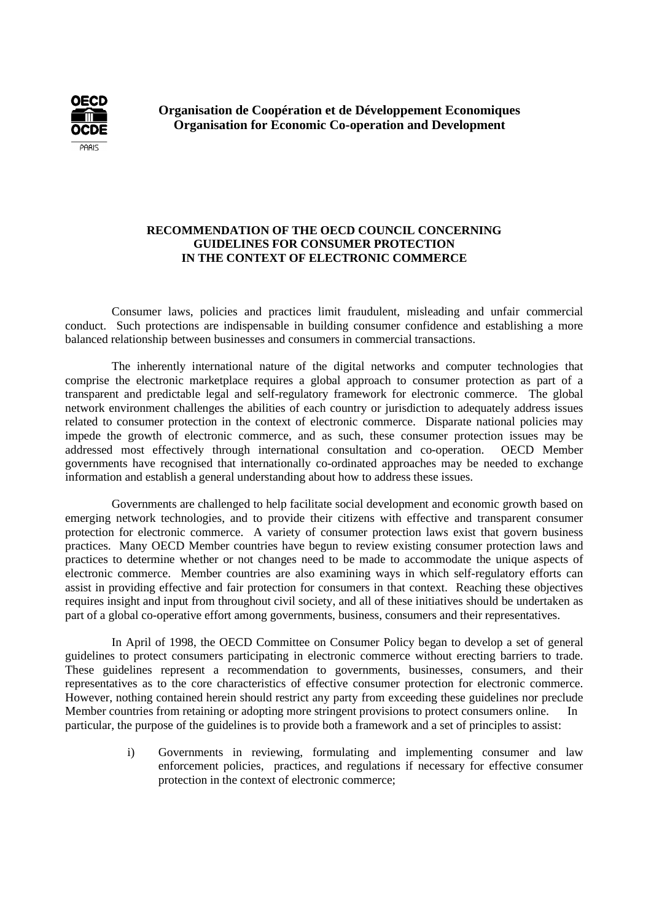**Organisation de Coopération et de Développement Economiques**
**Organisation for Economic Co-operation and Development**

# RECOMMENDATION OF THE OECD COUNCIL CONCERNING GUIDELINES FOR CONSUMER PROTECTION IN THE CONTEXT OF ELECTRONIC COMMERCE

Consumer laws, policies and practices limit fraudulent, misleading and unfair commercial conduct. Such protections are indispensable in building consumer confidence and establishing a more balanced relationship between businesses and consumers in commercial transactions.

The inherently international nature of the digital networks and computer technologies that comprise the electronic marketplace requires a global approach to consumer protection as part of a transparent and predictable legal and self-regulatory framework for electronic commerce. The global network environment challenges the abilities of each country or jurisdiction to adequately address issues related to consumer protection in the context of electronic commerce. Disparate national policies may impede the growth of electronic commerce, and as such, these consumer protection issues may be addressed most effectively through international consultation and co-operation. OECD Member governments have recognised that internationally co-ordinated approaches may be needed to exchange information and establish a general understanding about how to address these issues.

Governments are challenged to help facilitate social development and economic growth based on emerging network technologies, and to provide their citizens with effective and transparent consumer protection for electronic commerce. A variety of consumer protection laws exist that govern business practices. Many OECD Member countries have begun to review existing consumer protection laws and practices to determine whether or not changes need to be made to accommodate the unique aspects of electronic commerce. Member countries are also examining ways in which self-regulatory efforts can assist in providing effective and fair protection for consumers in that context. Reaching these objectives requires insight and input from throughout civil society, and all of these initiatives should be undertaken as part of a global co-operative effort among governments, business, consumers and their representatives.

In April of 1998, the OECD Committee on Consumer Policy began to develop a set of general guidelines to protect consumers participating in electronic commerce without erecting barriers to trade. These guidelines represent a recommendation to governments, businesses, consumers, and their representatives as to the core characteristics of effective consumer protection for electronic commerce. However, nothing contained herein should restrict any party from exceeding these guidelines nor preclude Member countries from retaining or adopting more stringent provisions to protect consumers online. In particular, the purpose of the guidelines is to provide both a framework and a set of principles to assist:

i) Governments in reviewing, formulating and implementing consumer and law enforcement policies, practices, and regulations if necessary for effective consumer protection in the context of electronic commerce;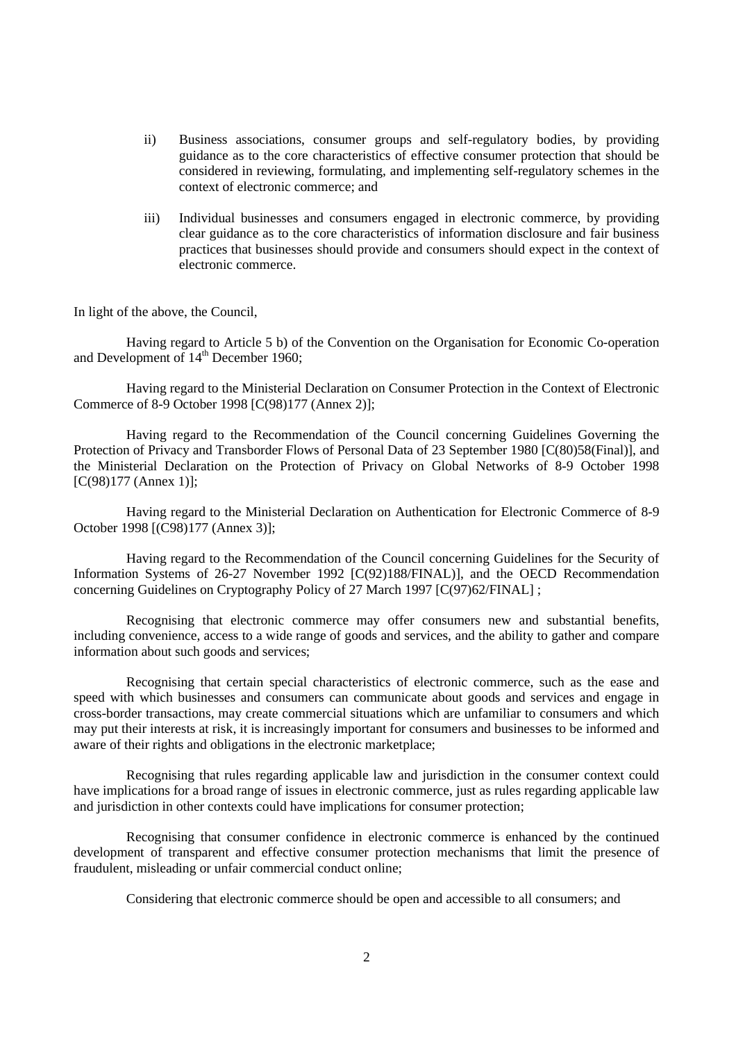ii) Business associations, consumer groups and self-regulatory bodies, by providing guidance as to the core characteristics of effective consumer protection that should be considered in reviewing, formulating, and implementing self-regulatory schemes in the context of electronic commerce; and

iii) Individual businesses and consumers engaged in electronic commerce, by providing clear guidance as to the core characteristics of information disclosure and fair business practices that businesses should provide and consumers should expect in the context of electronic commerce.

In light of the above, the Council,

Having regard to Article 5 b) of the Convention on the Organisation for Economic Co-operation and Development of 14th December 1960;

Having regard to the Ministerial Declaration on Consumer Protection in the Context of Electronic Commerce of 8-9 October 1998 [C(98)177 (Annex 2)];

Having regard to the Recommendation of the Council concerning Guidelines Governing the Protection of Privacy and Transborder Flows of Personal Data of 23 September 1980 [C(80)58(Final)], and the Ministerial Declaration on the Protection of Privacy on Global Networks of 8-9 October 1998 [C(98)177 (Annex 1)];

Having regard to the Ministerial Declaration on Authentication for Electronic Commerce of 8-9 October 1998 [(C98)177 (Annex 3)];

Having regard to the Recommendation of the Council concerning Guidelines for the Security of Information Systems of 26-27 November 1992 [C(92)188/FINAL)], and the OECD Recommendation concerning Guidelines on Cryptography Policy of 27 March 1997 [C(97)62/FINAL] ;

Recognising that electronic commerce may offer consumers new and substantial benefits, including convenience, access to a wide range of goods and services, and the ability to gather and compare information about such goods and services;

Recognising that certain special characteristics of electronic commerce, such as the ease and speed with which businesses and consumers can communicate about goods and services and engage in cross-border transactions, may create commercial situations which are unfamiliar to consumers and which may put their interests at risk, it is increasingly important for consumers and businesses to be informed and aware of their rights and obligations in the electronic marketplace;

Recognising that rules regarding applicable law and jurisdiction in the consumer context could have implications for a broad range of issues in electronic commerce, just as rules regarding applicable law and jurisdiction in other contexts could have implications for consumer protection;

Recognising that consumer confidence in electronic commerce is enhanced by the continued development of transparent and effective consumer protection mechanisms that limit the presence of fraudulent, misleading or unfair commercial conduct online;

Considering that electronic commerce should be open and accessible to all consumers; and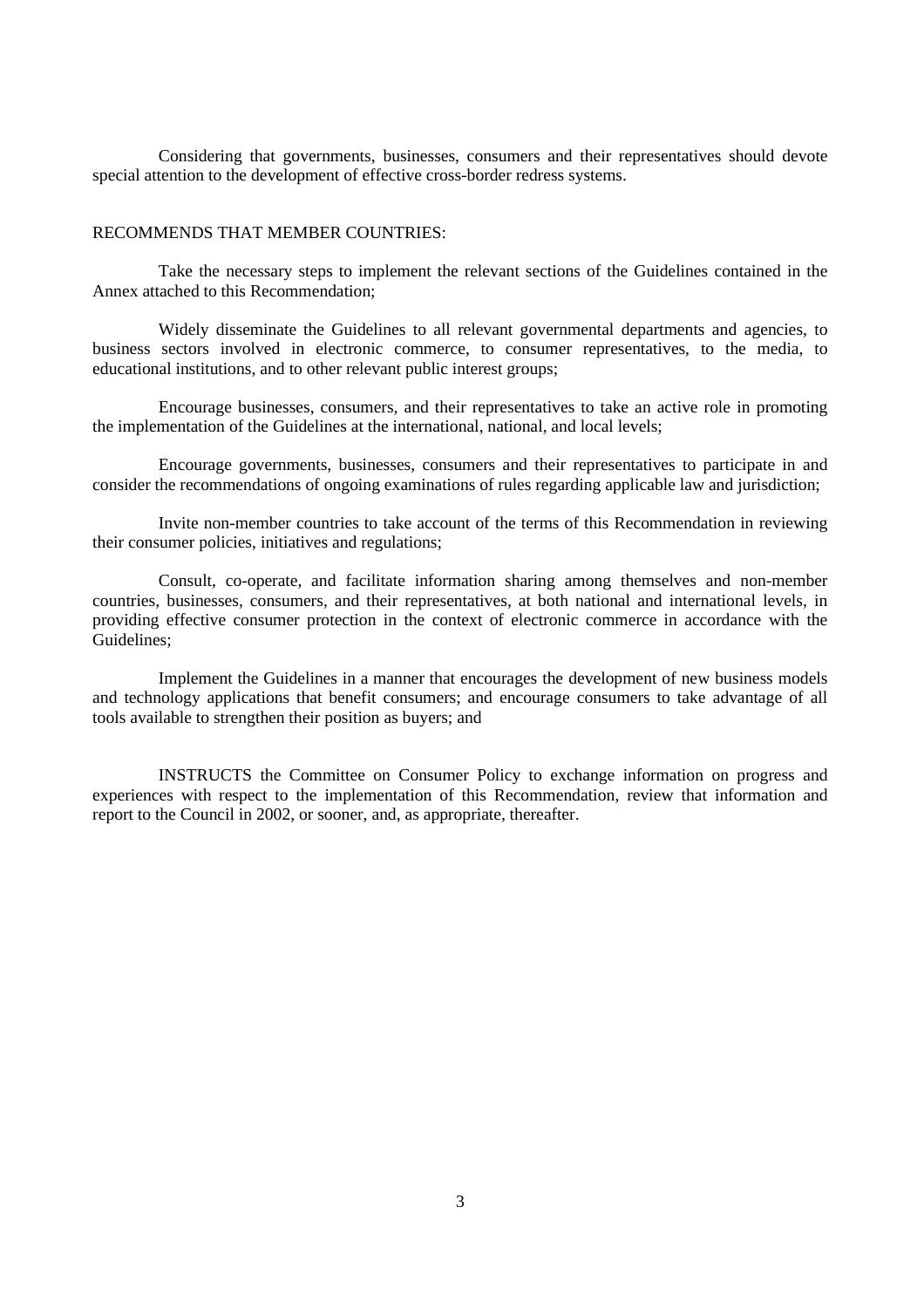Considering that governments, businesses, consumers and their representatives should devote special attention to the development of effective cross-border redress systems.

RECOMMENDS THAT MEMBER COUNTRIES:

Take the necessary steps to implement the relevant sections of the Guidelines contained in the Annex attached to this Recommendation;

Widely disseminate the Guidelines to all relevant governmental departments and agencies, to business sectors involved in electronic commerce, to consumer representatives, to the media, to educational institutions, and to other relevant public interest groups;

Encourage businesses, consumers, and their representatives to take an active role in promoting the implementation of the Guidelines at the international, national, and local levels;

Encourage governments, businesses, consumers and their representatives to participate in and consider the recommendations of ongoing examinations of rules regarding applicable law and jurisdiction;

Invite non-member countries to take account of the terms of this Recommendation in reviewing their consumer policies, initiatives and regulations;

Consult, co-operate, and facilitate information sharing among themselves and non-member countries, businesses, consumers, and their representatives, at both national and international levels, in providing effective consumer protection in the context of electronic commerce in accordance with the Guidelines;

Implement the Guidelines in a manner that encourages the development of new business models and technology applications that benefit consumers; and encourage consumers to take advantage of all tools available to strengthen their position as buyers; and

INSTRUCTS the Committee on Consumer Policy to exchange information on progress and experiences with respect to the implementation of this Recommendation, review that information and report to the Council in 2002, or sooner, and, as appropriate, thereafter.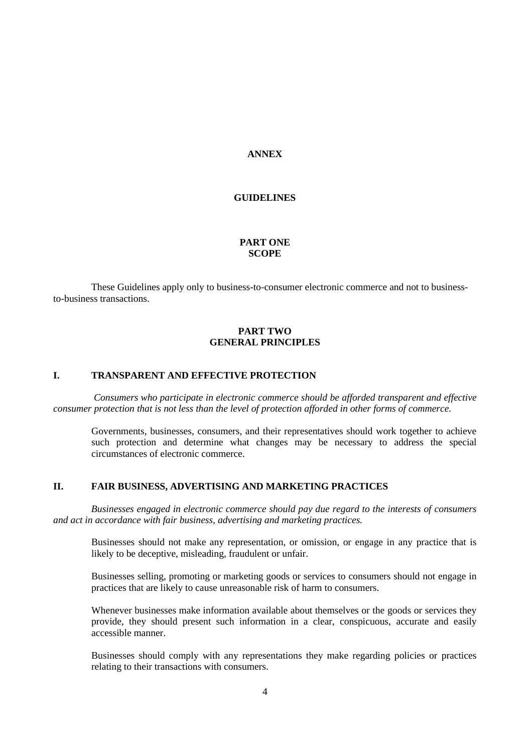# ANNEX

## GUIDELINES

## PART ONE
## SCOPE

These Guidelines apply only to business-to-consumer electronic commerce and not to business-to-business transactions.

## PART TWO
## GENERAL PRINCIPLES

### I. TRANSPARENT AND EFFECTIVE PROTECTION

*Consumers who participate in electronic commerce should be afforded transparent and effective consumer protection that is not less than the level of protection afforded in other forms of commerce.*

Governments, businesses, consumers, and their representatives should work together to achieve such protection and determine what changes may be necessary to address the special circumstances of electronic commerce.

### II. FAIR BUSINESS, ADVERTISING AND MARKETING PRACTICES

*Businesses engaged in electronic commerce should pay due regard to the interests of consumers and act in accordance with fair business, advertising and marketing practices.*

Businesses should not make any representation, or omission, or engage in any practice that is likely to be deceptive, misleading, fraudulent or unfair.

Businesses selling, promoting or marketing goods or services to consumers should not engage in practices that are likely to cause unreasonable risk of harm to consumers.

Whenever businesses make information available about themselves or the goods or services they provide, they should present such information in a clear, conspicuous, accurate and easily accessible manner.

Businesses should comply with any representations they make regarding policies or practices relating to their transactions with consumers.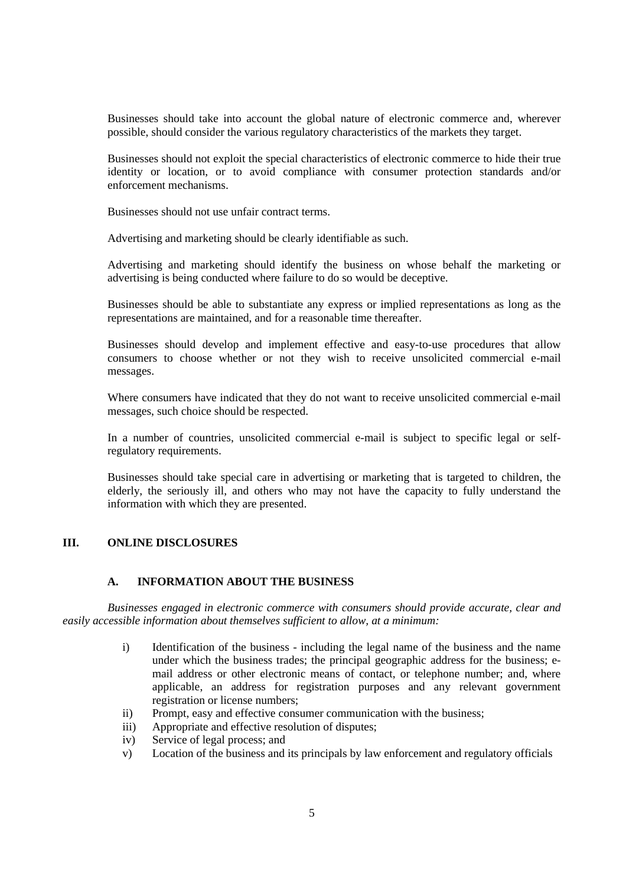Businesses should take into account the global nature of electronic commerce and, wherever possible, should consider the various regulatory characteristics of the markets they target.

Businesses should not exploit the special characteristics of electronic commerce to hide their true identity or location, or to avoid compliance with consumer protection standards and/or enforcement mechanisms.

Businesses should not use unfair contract terms.

Advertising and marketing should be clearly identifiable as such.

Advertising and marketing should identify the business on whose behalf the marketing or advertising is being conducted where failure to do so would be deceptive.

Businesses should be able to substantiate any express or implied representations as long as the representations are maintained, and for a reasonable time thereafter.

Businesses should develop and implement effective and easy-to-use procedures that allow consumers to choose whether or not they wish to receive unsolicited commercial e-mail messages.

Where consumers have indicated that they do not want to receive unsolicited commercial e-mail messages, such choice should be respected.

In a number of countries, unsolicited commercial e-mail is subject to specific legal or self-regulatory requirements.

Businesses should take special care in advertising or marketing that is targeted to children, the elderly, the seriously ill, and others who may not have the capacity to fully understand the information with which they are presented.

## III. ONLINE DISCLOSURES

### A. INFORMATION ABOUT THE BUSINESS

*Businesses engaged in electronic commerce with consumers should provide accurate, clear and easily accessible information about themselves sufficient to allow, at a minimum:*

i) Identification of the business - including the legal name of the business and the name under which the business trades; the principal geographic address for the business; e-mail address or other electronic means of contact, or telephone number; and, where applicable, an address for registration purposes and any relevant government registration or license numbers;

ii) Prompt, easy and effective consumer communication with the business;

iii) Appropriate and effective resolution of disputes;

iv) Service of legal process; and

v) Location of the business and its principals by law enforcement and regulatory officials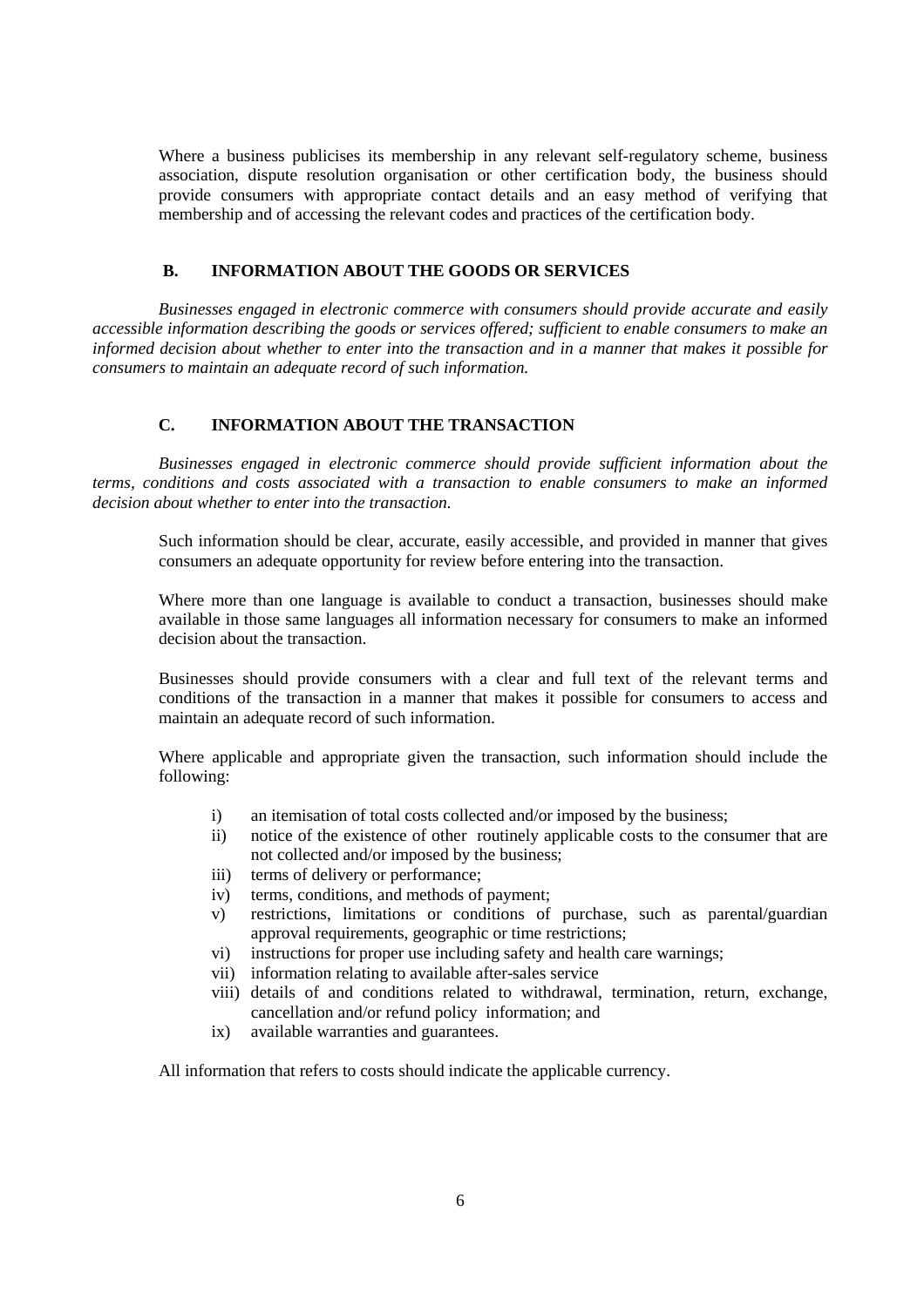Where a business publicises its membership in any relevant self-regulatory scheme, business association, dispute resolution organisation or other certification body, the business should provide consumers with appropriate contact details and an easy method of verifying that membership and of accessing the relevant codes and practices of the certification body.

## B. INFORMATION ABOUT THE GOODS OR SERVICES

*Businesses engaged in electronic commerce with consumers should provide accurate and easily accessible information describing the goods or services offered; sufficient to enable consumers to make an informed decision about whether to enter into the transaction and in a manner that makes it possible for consumers to maintain an adequate record of such information.*

## C. INFORMATION ABOUT THE TRANSACTION

*Businesses engaged in electronic commerce should provide sufficient information about the terms, conditions and costs associated with a transaction to enable consumers to make an informed decision about whether to enter into the transaction.*

Such information should be clear, accurate, easily accessible, and provided in manner that gives consumers an adequate opportunity for review before entering into the transaction.

Where more than one language is available to conduct a transaction, businesses should make available in those same languages all information necessary for consumers to make an informed decision about the transaction.

Businesses should provide consumers with a clear and full text of the relevant terms and conditions of the transaction in a manner that makes it possible for consumers to access and maintain an adequate record of such information.

Where applicable and appropriate given the transaction, such information should include the following:

- i) an itemisation of total costs collected and/or imposed by the business;
- ii) notice of the existence of other routinely applicable costs to the consumer that are not collected and/or imposed by the business;
- iii) terms of delivery or performance;
- iv) terms, conditions, and methods of payment;
- v) restrictions, limitations or conditions of purchase, such as parental/guardian approval requirements, geographic or time restrictions;
- vi) instructions for proper use including safety and health care warnings;
- vii) information relating to available after-sales service
- viii) details of and conditions related to withdrawal, termination, return, exchange, cancellation and/or refund policy information; and
- ix) available warranties and guarantees.

All information that refers to costs should indicate the applicable currency.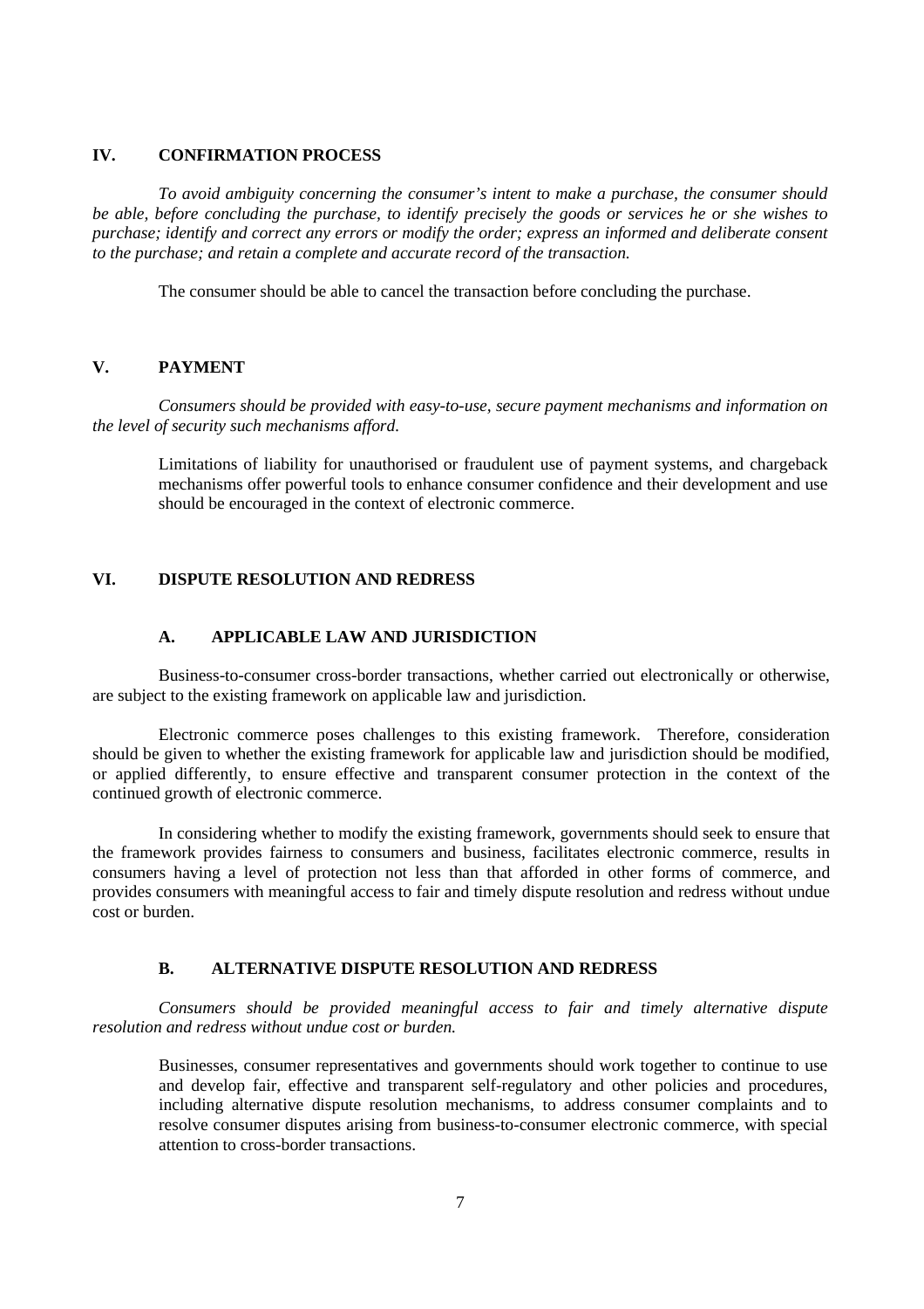## IV. CONFIRMATION PROCESS

*To avoid ambiguity concerning the consumer's intent to make a purchase, the consumer should be able, before concluding the purchase, to identify precisely the goods or services he or she wishes to purchase; identify and correct any errors or modify the order; express an informed and deliberate consent to the purchase; and retain a complete and accurate record of the transaction.*

The consumer should be able to cancel the transaction before concluding the purchase.

## V. PAYMENT

*Consumers should be provided with easy-to-use, secure payment mechanisms and information on the level of security such mechanisms afford.*

> Limitations of liability for unauthorised or fraudulent use of payment systems, and chargeback mechanisms offer powerful tools to enhance consumer confidence and their development and use should be encouraged in the context of electronic commerce.

## VI. DISPUTE RESOLUTION AND REDRESS

### A. APPLICABLE LAW AND JURISDICTION

Business-to-consumer cross-border transactions, whether carried out electronically or otherwise, are subject to the existing framework on applicable law and jurisdiction.

Electronic commerce poses challenges to this existing framework. Therefore, consideration should be given to whether the existing framework for applicable law and jurisdiction should be modified, or applied differently, to ensure effective and transparent consumer protection in the context of the continued growth of electronic commerce.

In considering whether to modify the existing framework, governments should seek to ensure that the framework provides fairness to consumers and business, facilitates electronic commerce, results in consumers having a level of protection not less than that afforded in other forms of commerce, and provides consumers with meaningful access to fair and timely dispute resolution and redress without undue cost or burden.

### B. ALTERNATIVE DISPUTE RESOLUTION AND REDRESS

*Consumers should be provided meaningful access to fair and timely alternative dispute resolution and redress without undue cost or burden.*

> Businesses, consumer representatives and governments should work together to continue to use and develop fair, effective and transparent self-regulatory and other policies and procedures, including alternative dispute resolution mechanisms, to address consumer complaints and to resolve consumer disputes arising from business-to-consumer electronic commerce, with special attention to cross-border transactions.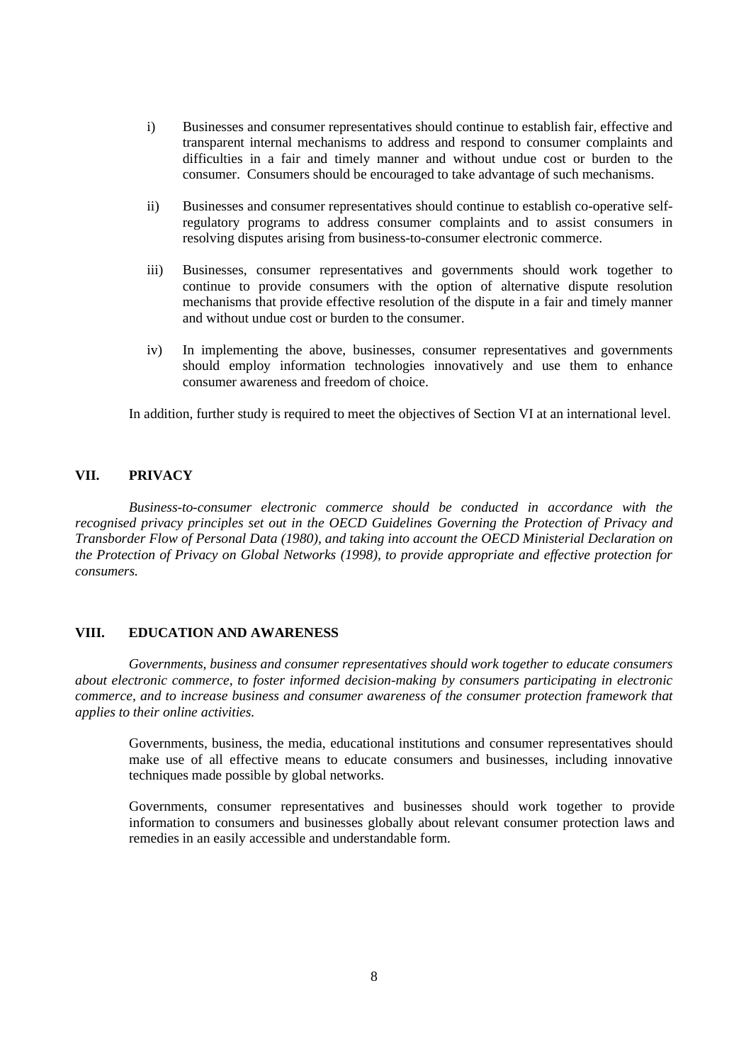i) Businesses and consumer representatives should continue to establish fair, effective and transparent internal mechanisms to address and respond to consumer complaints and difficulties in a fair and timely manner and without undue cost or burden to the consumer. Consumers should be encouraged to take advantage of such mechanisms.

ii) Businesses and consumer representatives should continue to establish co-operative self-regulatory programs to address consumer complaints and to assist consumers in resolving disputes arising from business-to-consumer electronic commerce.

iii) Businesses, consumer representatives and governments should work together to continue to provide consumers with the option of alternative dispute resolution mechanisms that provide effective resolution of the dispute in a fair and timely manner and without undue cost or burden to the consumer.

iv) In implementing the above, businesses, consumer representatives and governments should employ information technologies innovatively and use them to enhance consumer awareness and freedom of choice.

In addition, further study is required to meet the objectives of Section VI at an international level.

## VII. PRIVACY

*Business-to-consumer electronic commerce should be conducted in accordance with the recognised privacy principles set out in the OECD Guidelines Governing the Protection of Privacy and Transborder Flow of Personal Data (1980), and taking into account the OECD Ministerial Declaration on the Protection of Privacy on Global Networks (1998), to provide appropriate and effective protection for consumers.*

## VIII. EDUCATION AND AWARENESS

*Governments, business and consumer representatives should work together to educate consumers about electronic commerce, to foster informed decision-making by consumers participating in electronic commerce, and to increase business and consumer awareness of the consumer protection framework that applies to their online activities.*

Governments, business, the media, educational institutions and consumer representatives should make use of all effective means to educate consumers and businesses, including innovative techniques made possible by global networks.

Governments, consumer representatives and businesses should work together to provide information to consumers and businesses globally about relevant consumer protection laws and remedies in an easily accessible and understandable form.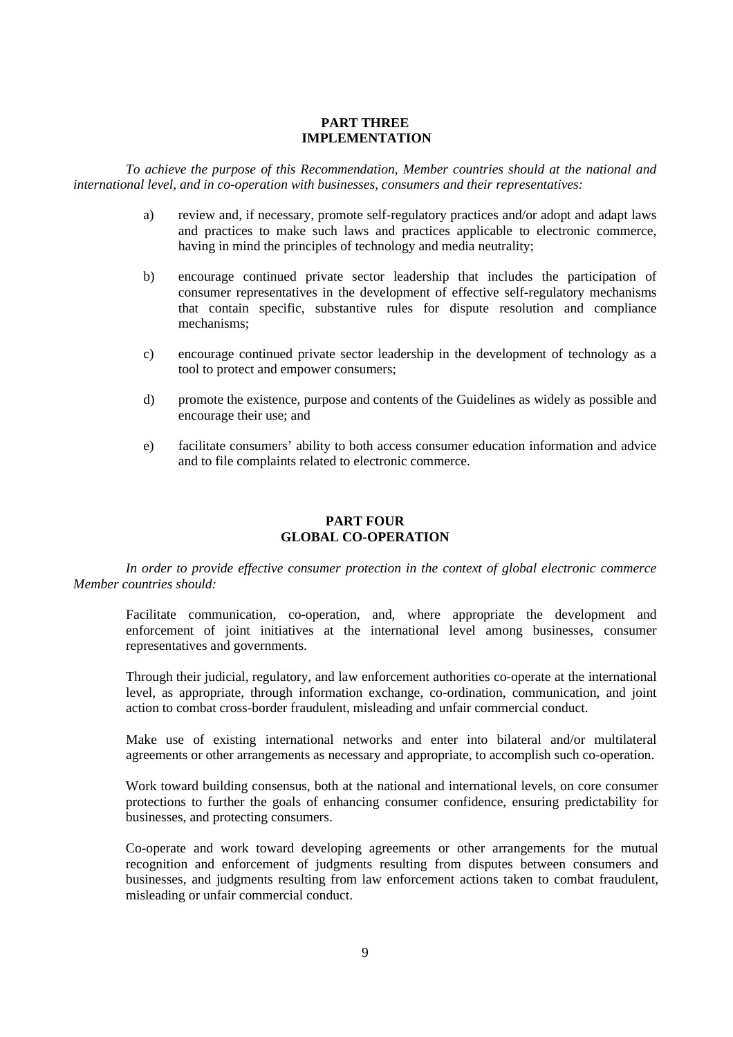## PART THREE
## IMPLEMENTATION

*To achieve the purpose of this Recommendation, Member countries should at the national and international level, and in co-operation with businesses, consumers and their representatives:*

a) review and, if necessary, promote self-regulatory practices and/or adopt and adapt laws and practices to make such laws and practices applicable to electronic commerce, having in mind the principles of technology and media neutrality;

b) encourage continued private sector leadership that includes the participation of consumer representatives in the development of effective self-regulatory mechanisms that contain specific, substantive rules for dispute resolution and compliance mechanisms;

c) encourage continued private sector leadership in the development of technology as a tool to protect and empower consumers;

d) promote the existence, purpose and contents of the Guidelines as widely as possible and encourage their use; and

e) facilitate consumers' ability to both access consumer education information and advice and to file complaints related to electronic commerce.

## PART FOUR
## GLOBAL CO-OPERATION

*In order to provide effective consumer protection in the context of global electronic commerce Member countries should:*

Facilitate communication, co-operation, and, where appropriate the development and enforcement of joint initiatives at the international level among businesses, consumer representatives and governments.

Through their judicial, regulatory, and law enforcement authorities co-operate at the international level, as appropriate, through information exchange, co-ordination, communication, and joint action to combat cross-border fraudulent, misleading and unfair commercial conduct.

Make use of existing international networks and enter into bilateral and/or multilateral agreements or other arrangements as necessary and appropriate, to accomplish such co-operation.

Work toward building consensus, both at the national and international levels, on core consumer protections to further the goals of enhancing consumer confidence, ensuring predictability for businesses, and protecting consumers.

Co-operate and work toward developing agreements or other arrangements for the mutual recognition and enforcement of judgments resulting from disputes between consumers and businesses, and judgments resulting from law enforcement actions taken to combat fraudulent, misleading or unfair commercial conduct.